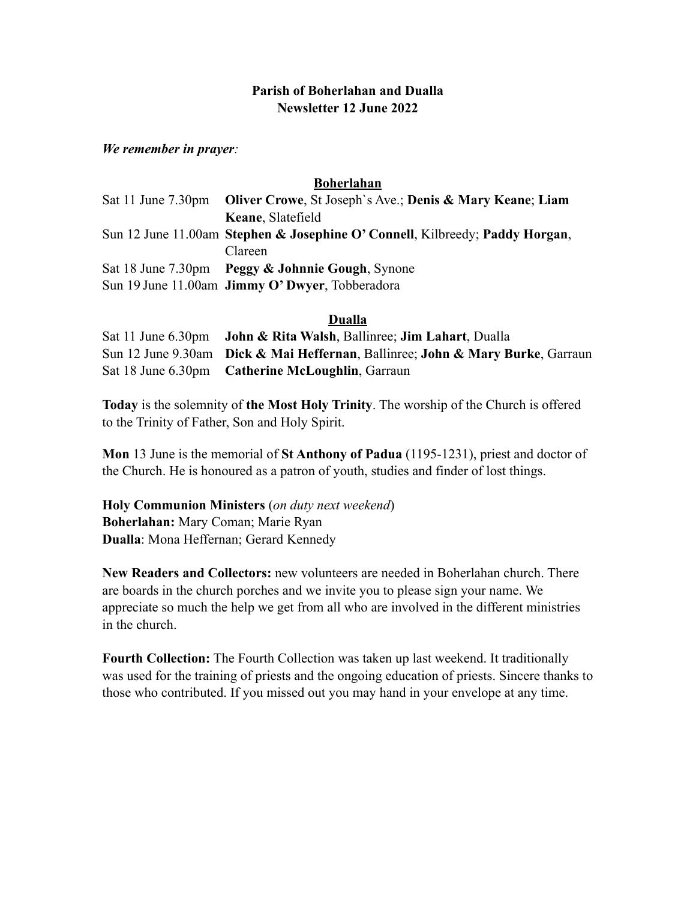# Parish of Boherlahan and Dualla
## Newsletter 12 June 2022

***We remember in prayer:***

### Boherlahan

Sat 11 June 7.30pm **Oliver Crowe**, St Joseph`s Ave.; **Denis & Mary Keane**; **Liam Keane**, Slatefield

Sun 12 June 11.00am **Stephen & Josephine O' Connell**, Kilbreedy; **Paddy Horgan**, Clareen

Sat 18 June 7.30pm **Peggy & Johnnie Gough**, Synone

Sun 19 June 11.00am **Jimmy O' Dwyer**, Tobberadora

### Dualla

Sat 11 June 6.30pm **John & Rita Walsh**, Ballinree; **Jim Lahart**, Dualla

Sun 12 June 9.30am **Dick & Mai Heffernan**, Ballinree; **John & Mary Burke**, Garraun

Sat 18 June 6.30pm **Catherine McLoughlin**, Garraun

**Today** is the solemnity of **the Most Holy Trinity**. The worship of the Church is offered to the Trinity of Father, Son and Holy Spirit.

**Mon** 13 June is the memorial of **St Anthony of Padua** (1195-1231), priest and doctor of the Church. He is honoured as a patron of youth, studies and finder of lost things.

**Holy Communion Ministers** (*on duty next weekend*)
**Boherlahan:** Mary Coman; Marie Ryan
**Dualla**: Mona Heffernan; Gerard Kennedy

**New Readers and Collectors:** new volunteers are needed in Boherlahan church. There are boards in the church porches and we invite you to please sign your name. We appreciate so much the help we get from all who are involved in the different ministries in the church.

**Fourth Collection:** The Fourth Collection was taken up last weekend. It traditionally was used for the training of priests and the ongoing education of priests. Sincere thanks to those who contributed. If you missed out you may hand in your envelope at any time.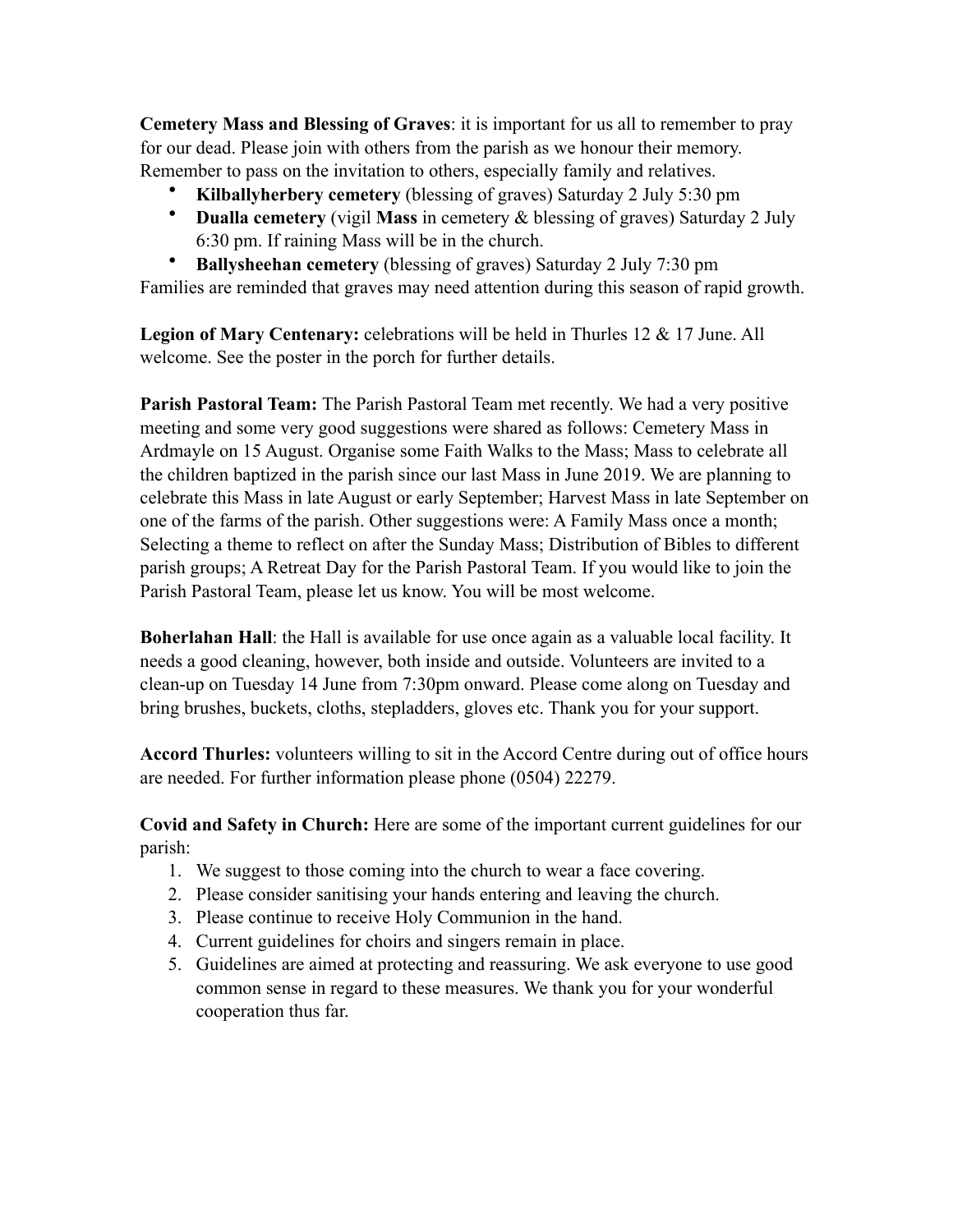**Cemetery Mass and Blessing of Graves**: it is important for us all to remember to pray for our dead. Please join with others from the parish as we honour their memory. Remember to pass on the invitation to others, especially family and relatives.

- **Kilballyherbery cemetery** (blessing of graves) Saturday 2 July 5:30 pm
- **Dualla cemetery** (vigil **Mass** in cemetery & blessing of graves) Saturday 2 July 6:30 pm. If raining Mass will be in the church.
- **Ballysheehan cemetery** (blessing of graves) Saturday 2 July 7:30 pm

Families are reminded that graves may need attention during this season of rapid growth.

**Legion of Mary Centenary:** celebrations will be held in Thurles 12 & 17 June. All welcome. See the poster in the porch for further details.

**Parish Pastoral Team:** The Parish Pastoral Team met recently. We had a very positive meeting and some very good suggestions were shared as follows: Cemetery Mass in Ardmayle on 15 August. Organise some Faith Walks to the Mass; Mass to celebrate all the children baptized in the parish since our last Mass in June 2019. We are planning to celebrate this Mass in late August or early September; Harvest Mass in late September on one of the farms of the parish. Other suggestions were: A Family Mass once a month; Selecting a theme to reflect on after the Sunday Mass; Distribution of Bibles to different parish groups; A Retreat Day for the Parish Pastoral Team. If you would like to join the Parish Pastoral Team, please let us know. You will be most welcome.

**Boherlahan Hall**: the Hall is available for use once again as a valuable local facility. It needs a good cleaning, however, both inside and outside. Volunteers are invited to a clean-up on Tuesday 14 June from 7:30pm onward. Please come along on Tuesday and bring brushes, buckets, cloths, stepladders, gloves etc. Thank you for your support.

**Accord Thurles:** volunteers willing to sit in the Accord Centre during out of office hours are needed. For further information please phone (0504) 22279.

**Covid and Safety in Church:** Here are some of the important current guidelines for our parish:

1. We suggest to those coming into the church to wear a face covering.
2. Please consider sanitising your hands entering and leaving the church.
3. Please continue to receive Holy Communion in the hand.
4. Current guidelines for choirs and singers remain in place.
5. Guidelines are aimed at protecting and reassuring. We ask everyone to use good common sense in regard to these measures. We thank you for your wonderful cooperation thus far.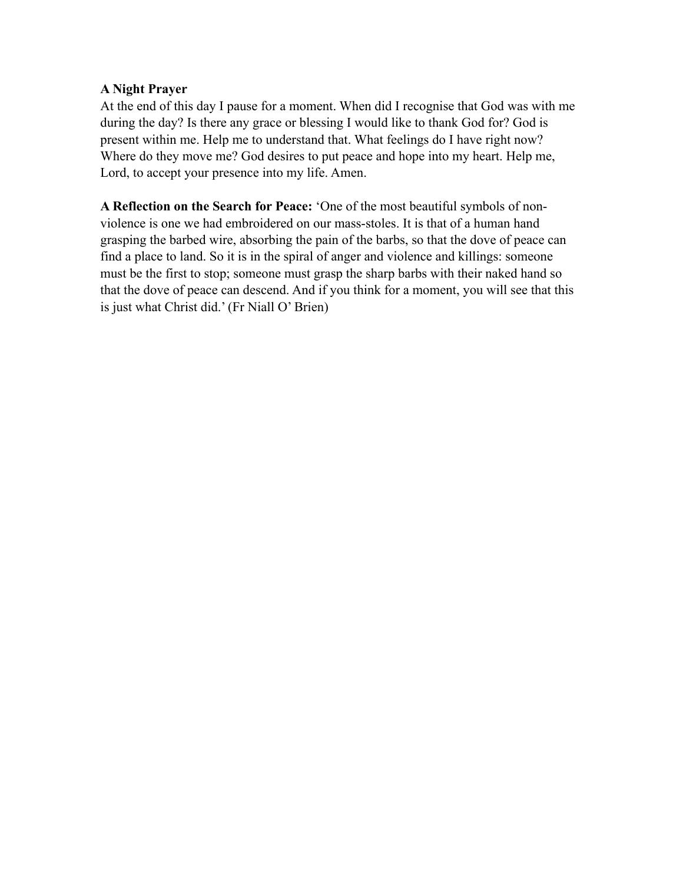**A Night Prayer**
At the end of this day I pause for a moment. When did I recognise that God was with me during the day? Is there any grace or blessing I would like to thank God for? God is present within me. Help me to understand that. What feelings do I have right now? Where do they move me? God desires to put peace and hope into my heart. Help me, Lord, to accept your presence into my life. Amen.

**A Reflection on the Search for Peace:** 'One of the most beautiful symbols of non-violence is one we had embroidered on our mass-stoles. It is that of a human hand grasping the barbed wire, absorbing the pain of the barbs, so that the dove of peace can find a place to land. So it is in the spiral of anger and violence and killings: someone must be the first to stop; someone must grasp the sharp barbs with their naked hand so that the dove of peace can descend. And if you think for a moment, you will see that this is just what Christ did.' (Fr Niall O' Brien)